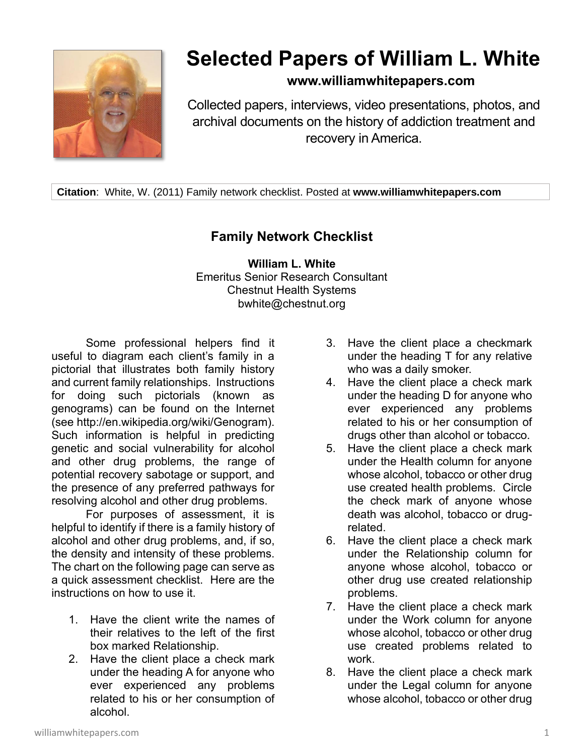# Selected Papers of William L. White

**www.williamwhitepapers.com**

Collected papers, interviews, video presentations, photos, and archival documents on the history of addiction treatment and recovery in America.

**Citation**: White, W. (2011) Family network checklist. Posted at **www.williamwhitepapers.com**

## Family Network Checklist

**William L. White**
Emeritus Senior Research Consultant
Chestnut Health Systems
bwhite@chestnut.org

Some professional helpers find it useful to diagram each client's family in a pictorial that illustrates both family history and current family relationships. Instructions for doing such pictorials (known as genograms) can be found on the Internet (see http://en.wikipedia.org/wiki/Genogram). Such information is helpful in predicting genetic and social vulnerability for alcohol and other drug problems, the range of potential recovery sabotage or support, and the presence of any preferred pathways for resolving alcohol and other drug problems.

For purposes of assessment, it is helpful to identify if there is a family history of alcohol and other drug problems, and, if so, the density and intensity of these problems. The chart on the following page can serve as a quick assessment checklist. Here are the instructions on how to use it.

1. Have the client write the names of their relatives to the left of the first box marked Relationship.
2. Have the client place a check mark under the heading A for anyone who ever experienced any problems related to his or her consumption of alcohol.
3. Have the client place a checkmark under the heading T for any relative who was a daily smoker.
4. Have the client place a check mark under the heading D for anyone who ever experienced any problems related to his or her consumption of drugs other than alcohol or tobacco.
5. Have the client place a check mark under the Health column for anyone whose alcohol, tobacco or other drug use created health problems. Circle the check mark of anyone whose death was alcohol, tobacco or drug-related.
6. Have the client place a check mark under the Relationship column for anyone whose alcohol, tobacco or other drug use created relationship problems.
7. Have the client place a check mark under the Work column for anyone whose alcohol, tobacco or other drug use created problems related to work.
8. Have the client place a check mark under the Legal column for anyone whose alcohol, tobacco or other drug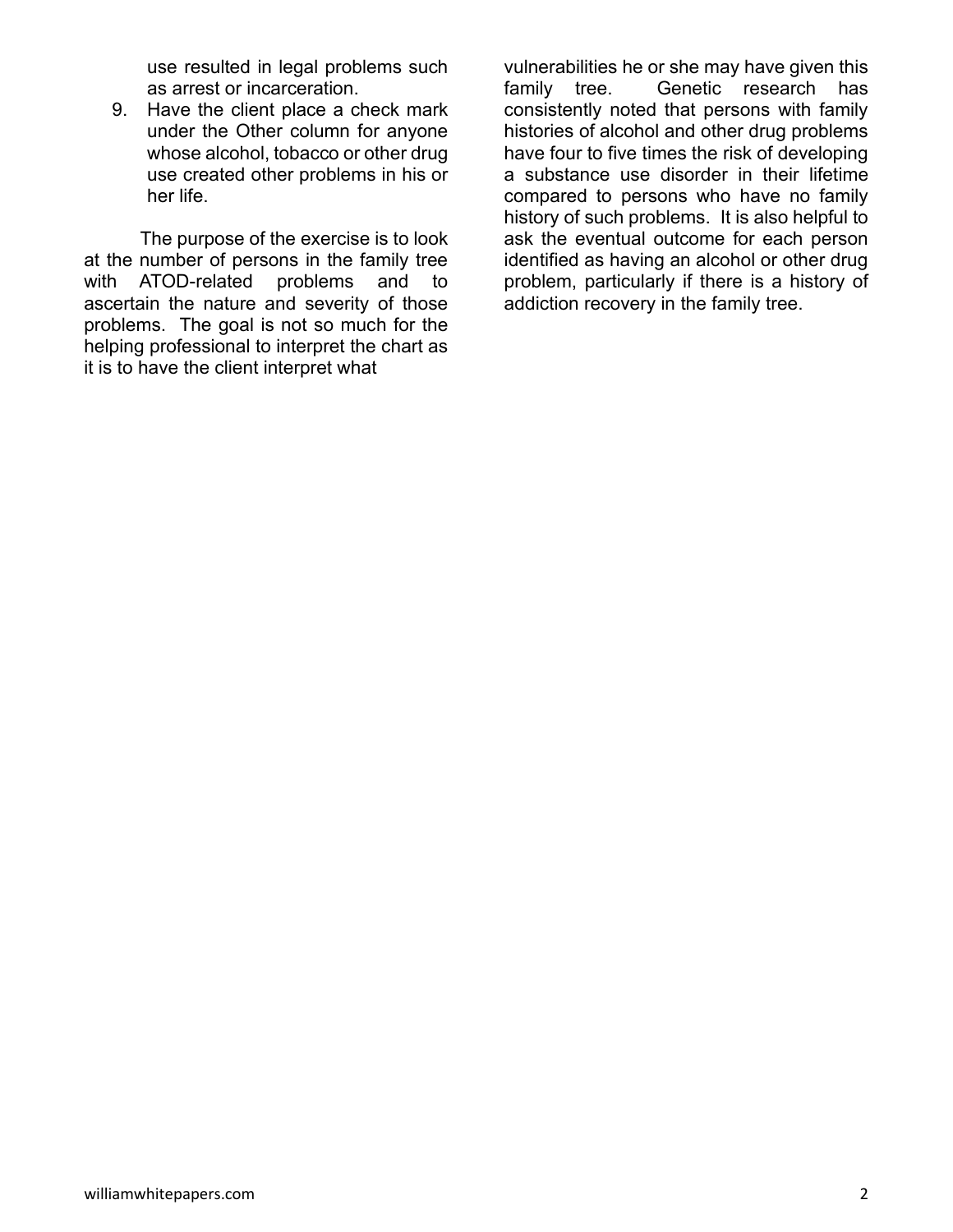use resulted in legal problems such as arrest or incarceration.

9. Have the client place a check mark under the Other column for anyone whose alcohol, tobacco or other drug use created other problems in his or her life.

The purpose of the exercise is to look at the number of persons in the family tree with ATOD-related problems and to ascertain the nature and severity of those problems. The goal is not so much for the helping professional to interpret the chart as it is to have the client interpret what vulnerabilities he or she may have given this family tree. Genetic research has consistently noted that persons with family histories of alcohol and other drug problems have four to five times the risk of developing a substance use disorder in their lifetime compared to persons who have no family history of such problems. It is also helpful to ask the eventual outcome for each person identified as having an alcohol or other drug problem, particularly if there is a history of addiction recovery in the family tree.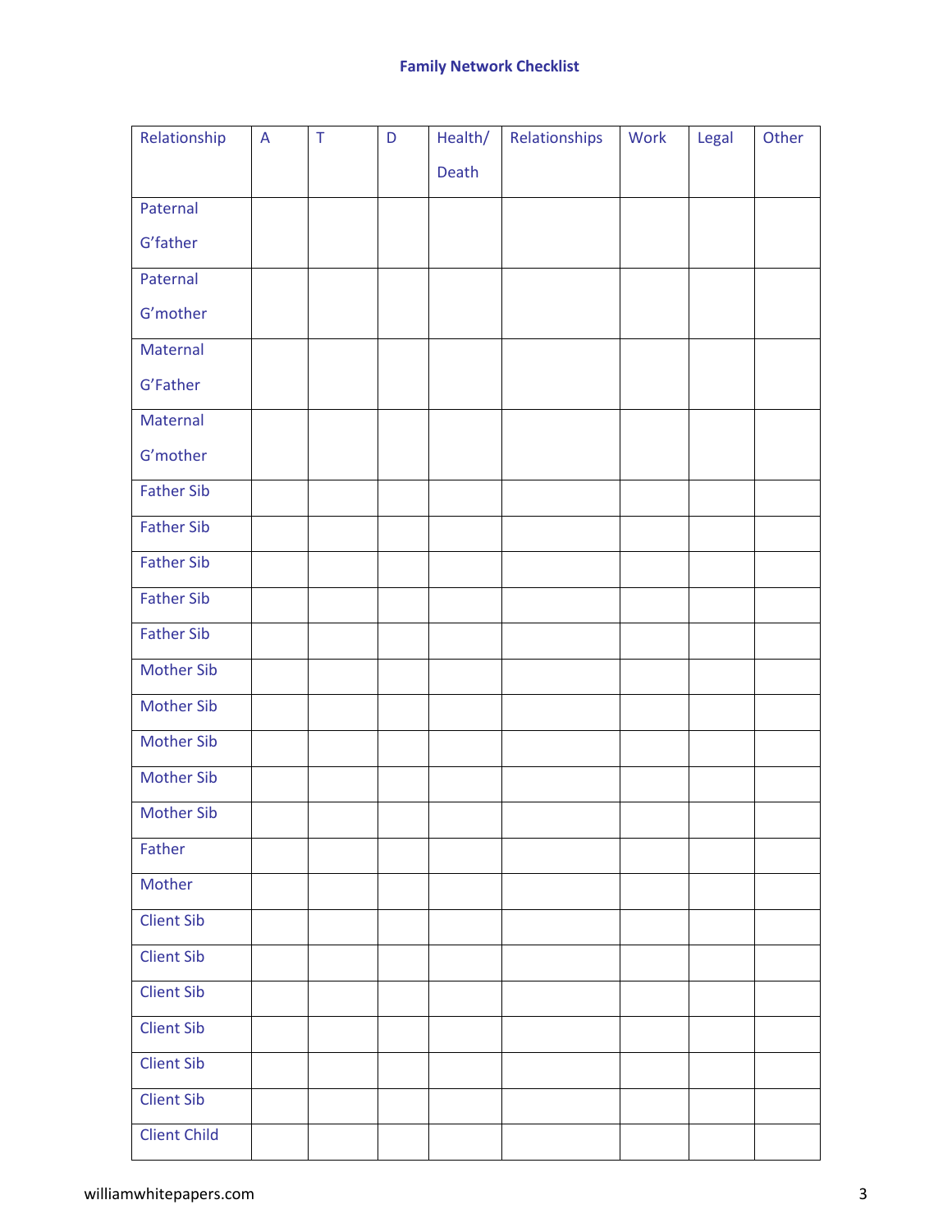**Family Network Checklist**

| Relationship | A | T | D | Health/ Death | Relationships | Work | Legal | Other |
|---|---|---|---|---|---|---|---|---|
| Paternal G'father | | | | | | | | |
| Paternal G'mother | | | | | | | | |
| Maternal G'Father | | | | | | | | |
| Maternal G'mother | | | | | | | | |
| Father Sib | | | | | | | | |
| Father Sib | | | | | | | | |
| Father Sib | | | | | | | | |
| Father Sib | | | | | | | | |
| Father Sib | | | | | | | | |
| Mother Sib | | | | | | | | |
| Mother Sib | | | | | | | | |
| Mother Sib | | | | | | | | |
| Mother Sib | | | | | | | | |
| Mother Sib | | | | | | | | |
| Father | | | | | | | | |
| Mother | | | | | | | | |
| Client Sib | | | | | | | | |
| Client Sib | | | | | | | | |
| Client Sib | | | | | | | | |
| Client Sib | | | | | | | | |
| Client Sib | | | | | | | | |
| Client Sib | | | | | | | | |
| Client Child | | | | | | | | |

williamwhitepapers.com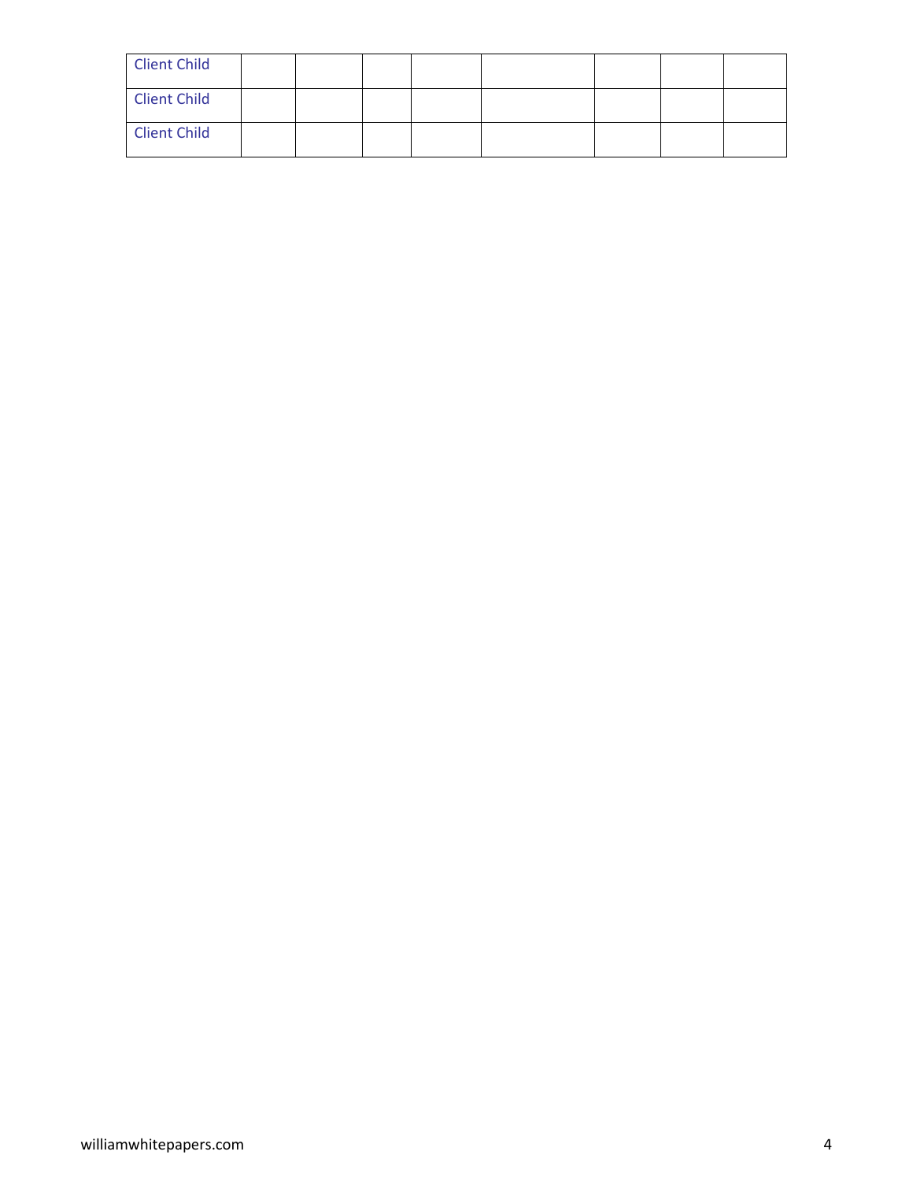| | | | | | | | | |
|---|---|---|---|---|---|---|---|---|
| Client Child | | | | | | | | |
| Client Child | | | | | | | | |
| Client Child | | | | | | | | |